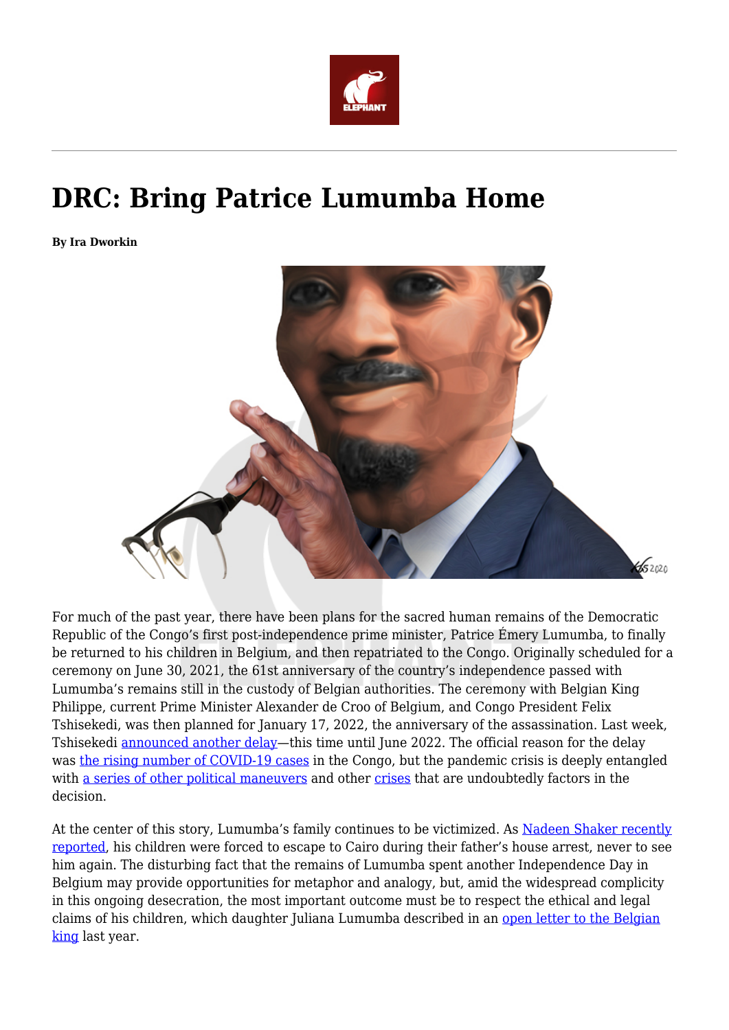# DRC: Bring Patrice Lumumba Home

**By Ira Dworkin**

For much of the past year, there have been plans for the sacred human remains of the Democratic Republic of the Congo's first post-independence prime minister, Patrice Émery Lumumba, to finally be returned to his children in Belgium, and then repatriated to the Congo. Originally scheduled for a ceremony on June 30, 2021, the 61st anniversary of the country's independence passed with Lumumba's remains still in the custody of Belgian authorities. The ceremony with Belgian King Philippe, current Prime Minister Alexander de Croo of Belgium, and Congo President Felix Tshisekedi, was then planned for January 17, 2022, the anniversary of the assassination. Last week, Tshisekedi announced another delay—this time until June 2022. The official reason for the delay was the rising number of COVID-19 cases in the Congo, but the pandemic crisis is deeply entangled with a series of other political maneuvers and other crises that are undoubtedly factors in the decision.

At the center of this story, Lumumba's family continues to be victimized. As Nadeen Shaker recently reported, his children were forced to escape to Cairo during their father's house arrest, never to see him again. The disturbing fact that the remains of Lumumba spent another Independence Day in Belgium may provide opportunities for metaphor and analogy, but, amid the widespread complicity in this ongoing desecration, the most important outcome must be to respect the ethical and legal claims of his children, which daughter Juliana Lumumba described in an open letter to the Belgian king last year.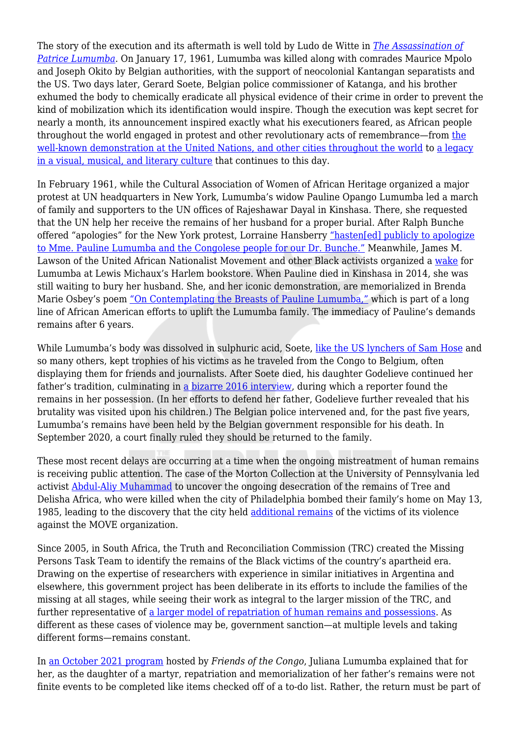The story of the execution and its aftermath is well told by Ludo de Witte in *The Assassination of Patrice Lumumba*. On January 17, 1961, Lumumba was killed along with comrades Maurice Mpolo and Joseph Okito by Belgian authorities, with the support of neocolonial Kantangan separatists and the US. Two days later, Gerard Soete, Belgian police commissioner of Katanga, and his brother exhumed the body to chemically eradicate all physical evidence of their crime in order to prevent the kind of mobilization which its identification would inspire. Though the execution was kept secret for nearly a month, its announcement inspired exactly what his executioners feared, as African people throughout the world engaged in protest and other revolutionary acts of remembrance—from the well-known demonstration at the United Nations, and other cities throughout the world to a legacy in a visual, musical, and literary culture that continues to this day.

In February 1961, while the Cultural Association of Women of African Heritage organized a major protest at UN headquarters in New York, Lumumba's widow Pauline Opango Lumumba led a march of family and supporters to the UN offices of Rajeshawar Dayal in Kinshasa. There, she requested that the UN help her receive the remains of her husband for a proper burial. After Ralph Bunche offered "apologies" for the New York protest, Lorraine Hansberry "hasten[ed] publicly to apologize to Mme. Pauline Lumumba and the Congolese people for our Dr. Bunche." Meanwhile, James M. Lawson of the United African Nationalist Movement and other Black activists organized a wake for Lumumba at Lewis Michaux's Harlem bookstore. When Pauline died in Kinshasa in 2014, she was still waiting to bury her husband. She, and her iconic demonstration, are memorialized in Brenda Marie Osbey's poem "On Contemplating the Breasts of Pauline Lumumba," which is part of a long line of African American efforts to uplift the Lumumba family. The immediacy of Pauline's demands remains after 6 years.

While Lumumba's body was dissolved in sulphuric acid, Soete, like the US lynchers of Sam Hose and so many others, kept trophies of his victims as he traveled from the Congo to Belgium, often displaying them for friends and journalists. After Soete died, his daughter Godelieve continued her father's tradition, culminating in a bizarre 2016 interview, during which a reporter found the remains in her possession. (In her efforts to defend her father, Godelieve further revealed that his brutality was visited upon his children.) The Belgian police intervened and, for the past five years, Lumumba's remains have been held by the Belgian government responsible for his death. In September 2020, a court finally ruled they should be returned to the family.

These most recent delays are occurring at a time when the ongoing mistreatment of human remains is receiving public attention. The case of the Morton Collection at the University of Pennsylvania led activist Abdul-Aliy Muhammad to uncover the ongoing desecration of the remains of Tree and Delisha Africa, who were killed when the city of Philadelphia bombed their family's home on May 13, 1985, leading to the discovery that the city held additional remains of the victims of its violence against the MOVE organization.

Since 2005, in South Africa, the Truth and Reconciliation Commission (TRC) created the Missing Persons Task Team to identify the remains of the Black victims of the country's apartheid era. Drawing on the expertise of researchers with experience in similar initiatives in Argentina and elsewhere, this government project has been deliberate in its efforts to include the families of the missing at all stages, while seeing their work as integral to the larger mission of the TRC, and further representative of a larger model of repatriation of human remains and possessions. As different as these cases of violence may be, government sanction—at multiple levels and taking different forms—remains constant.

In an October 2021 program hosted by *Friends of the Congo*, Juliana Lumumba explained that for her, as the daughter of a martyr, repatriation and memorialization of her father's remains were not finite events to be completed like items checked off of a to-do list. Rather, the return must be part of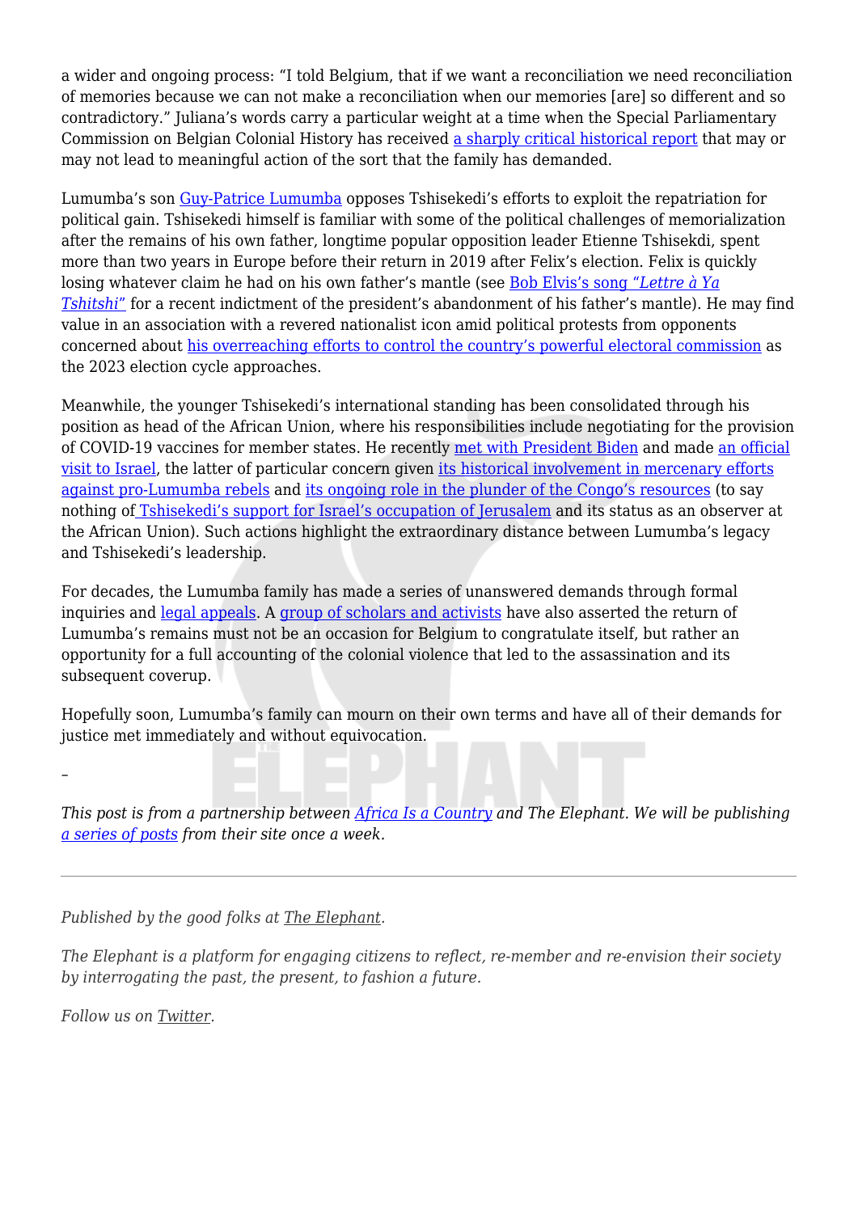a wider and ongoing process: "I told Belgium, that if we want a reconciliation we need reconciliation of memories because we can not make a reconciliation when our memories [are] so different and so contradictory." Juliana's words carry a particular weight at a time when the Special Parliamentary Commission on Belgian Colonial History has received a sharply critical historical report that may or may not lead to meaningful action of the sort that the family has demanded.

Lumumba's son Guy-Patrice Lumumba opposes Tshisekedi's efforts to exploit the repatriation for political gain. Tshisekedi himself is familiar with some of the political challenges of memorialization after the remains of his own father, longtime popular opposition leader Etienne Tshisekdi, spent more than two years in Europe before their return in 2019 after Felix's election. Felix is quickly losing whatever claim he had on his own father's mantle (see Bob Elvis's song *"Lettre à Ya Tshitshi"* for a recent indictment of the president's abandonment of his father's mantle). He may find value in an association with a revered nationalist icon amid political protests from opponents concerned about his overreaching efforts to control the country's powerful electoral commission as the 2023 election cycle approaches.

Meanwhile, the younger Tshisekedi's international standing has been consolidated through his position as head of the African Union, where his responsibilities include negotiating for the provision of COVID-19 vaccines for member states. He recently met with President Biden and made an official visit to Israel, the latter of particular concern given its historical involvement in mercenary efforts against pro-Lumumba rebels and its ongoing role in the plunder of the Congo's resources (to say nothing of Tshisekedi's support for Israel's occupation of Jerusalem and its status as an observer at the African Union). Such actions highlight the extraordinary distance between Lumumba's legacy and Tshisekedi's leadership.

For decades, the Lumumba family has made a series of unanswered demands through formal inquiries and legal appeals. A group of scholars and activists have also asserted the return of Lumumba's remains must not be an occasion for Belgium to congratulate itself, but rather an opportunity for a full accounting of the colonial violence that led to the assassination and its subsequent coverup.

Hopefully soon, Lumumba's family can mourn on their own terms and have all of their demands for justice met immediately and without equivocation.

–

*This post is from a partnership between Africa Is a Country and The Elephant. We will be publishing a series of posts from their site once a week.*

---

*Published by the good folks at The Elephant.*

*The Elephant is a platform for engaging citizens to reflect, re-member and re-envision their society by interrogating the past, the present, to fashion a future.*

*Follow us on Twitter.*